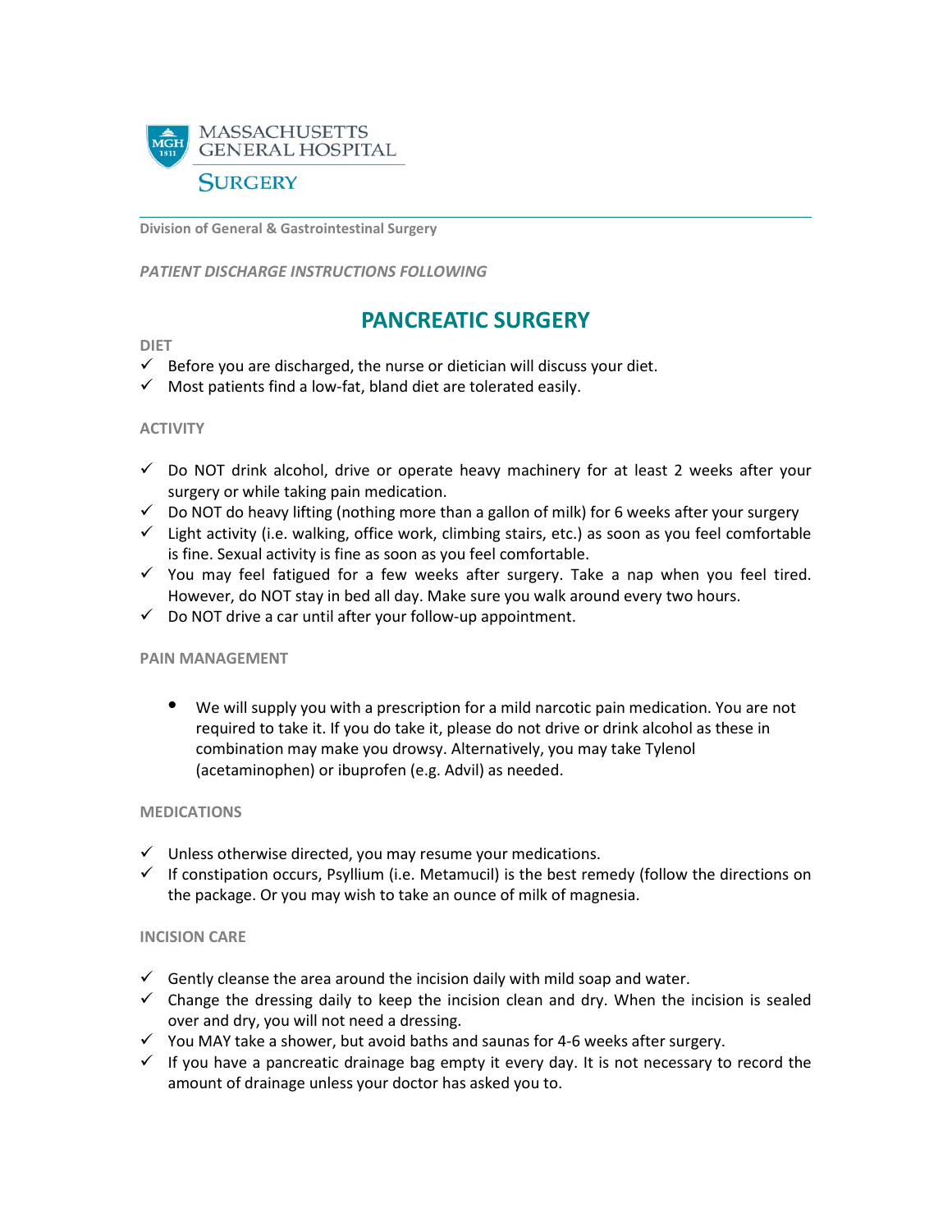MASSACHUSETTS GENERAL HOSPITAL

SURGERY

**Division of General & Gastrointestinal Surgery**

***PATIENT DISCHARGE INSTRUCTIONS FOLLOWING***

# PANCREATIC SURGERY

**DIET**

- ✓ Before you are discharged, the nurse or dietician will discuss your diet.
- ✓ Most patients find a low-fat, bland diet are tolerated easily.

**ACTIVITY**

- ✓ Do NOT drink alcohol, drive or operate heavy machinery for at least 2 weeks after your surgery or while taking pain medication.
- ✓ Do NOT do heavy lifting (nothing more than a gallon of milk) for 6 weeks after your surgery
- ✓ Light activity (i.e. walking, office work, climbing stairs, etc.) as soon as you feel comfortable is fine. Sexual activity is fine as soon as you feel comfortable.
- ✓ You may feel fatigued for a few weeks after surgery. Take a nap when you feel tired. However, do NOT stay in bed all day. Make sure you walk around every two hours.
- ✓ Do NOT drive a car until after your follow-up appointment.

**PAIN MANAGEMENT**

- We will supply you with a prescription for a mild narcotic pain medication. You are not required to take it. If you do take it, please do not drive or drink alcohol as these in combination may make you drowsy. Alternatively, you may take Tylenol (acetaminophen) or ibuprofen (e.g. Advil) as needed.

**MEDICATIONS**

- ✓ Unless otherwise directed, you may resume your medications.
- ✓ If constipation occurs, Psyllium (i.e. Metamucil) is the best remedy (follow the directions on the package. Or you may wish to take an ounce of milk of magnesia.

**INCISION CARE**

- ✓ Gently cleanse the area around the incision daily with mild soap and water.
- ✓ Change the dressing daily to keep the incision clean and dry. When the incision is sealed over and dry, you will not need a dressing.
- ✓ You MAY take a shower, but avoid baths and saunas for 4-6 weeks after surgery.
- ✓ If you have a pancreatic drainage bag empty it every day. It is not necessary to record the amount of drainage unless your doctor has asked you to.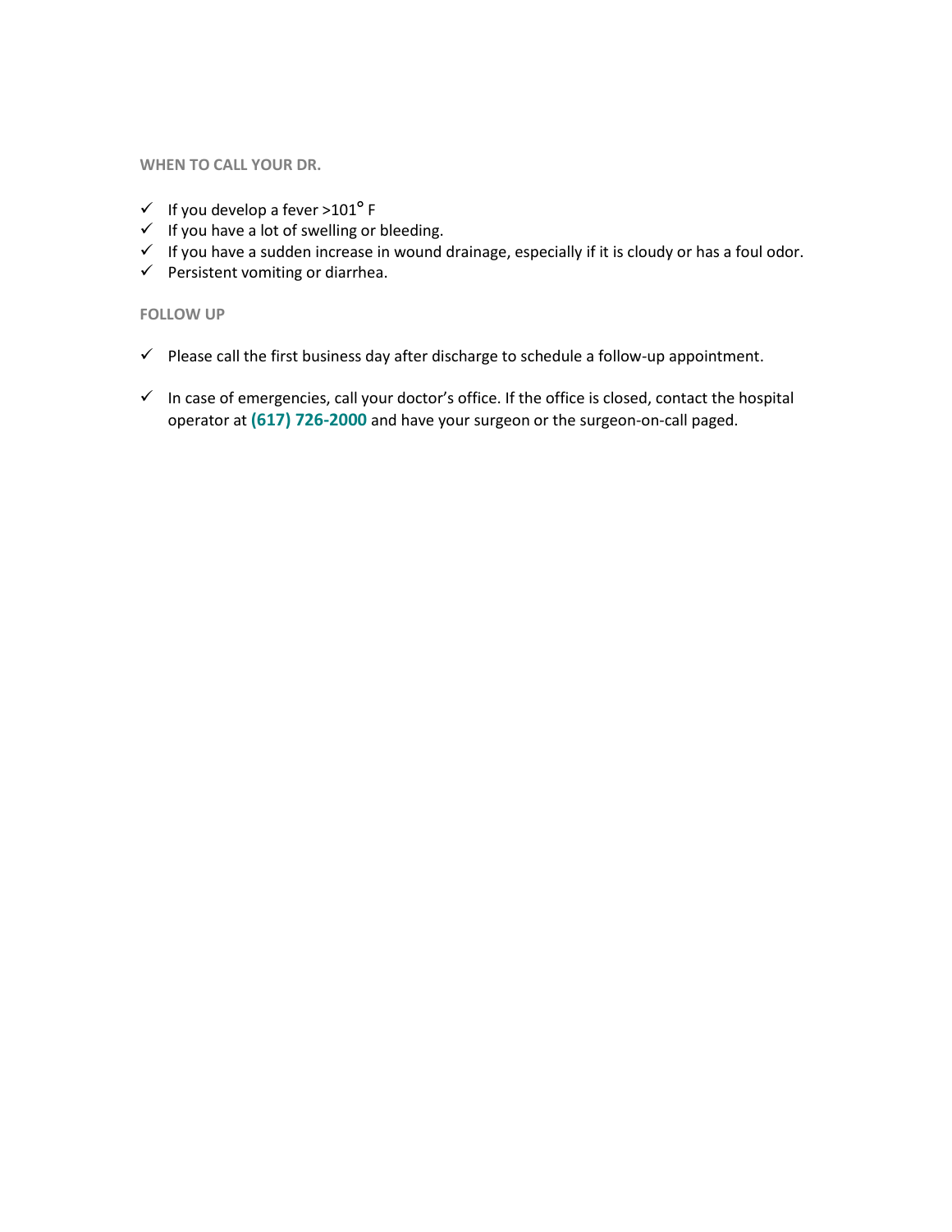### WHEN TO CALL YOUR DR.

- ✓ If you develop a fever >101° F
- ✓ If you have a lot of swelling or bleeding.
- ✓ If you have a sudden increase in wound drainage, especially if it is cloudy or has a foul odor.
- ✓ Persistent vomiting or diarrhea.

### FOLLOW UP

- ✓ Please call the first business day after discharge to schedule a follow-up appointment.
- ✓ In case of emergencies, call your doctor's office. If the office is closed, contact the hospital operator at **(617) 726-2000** and have your surgeon or the surgeon-on-call paged.